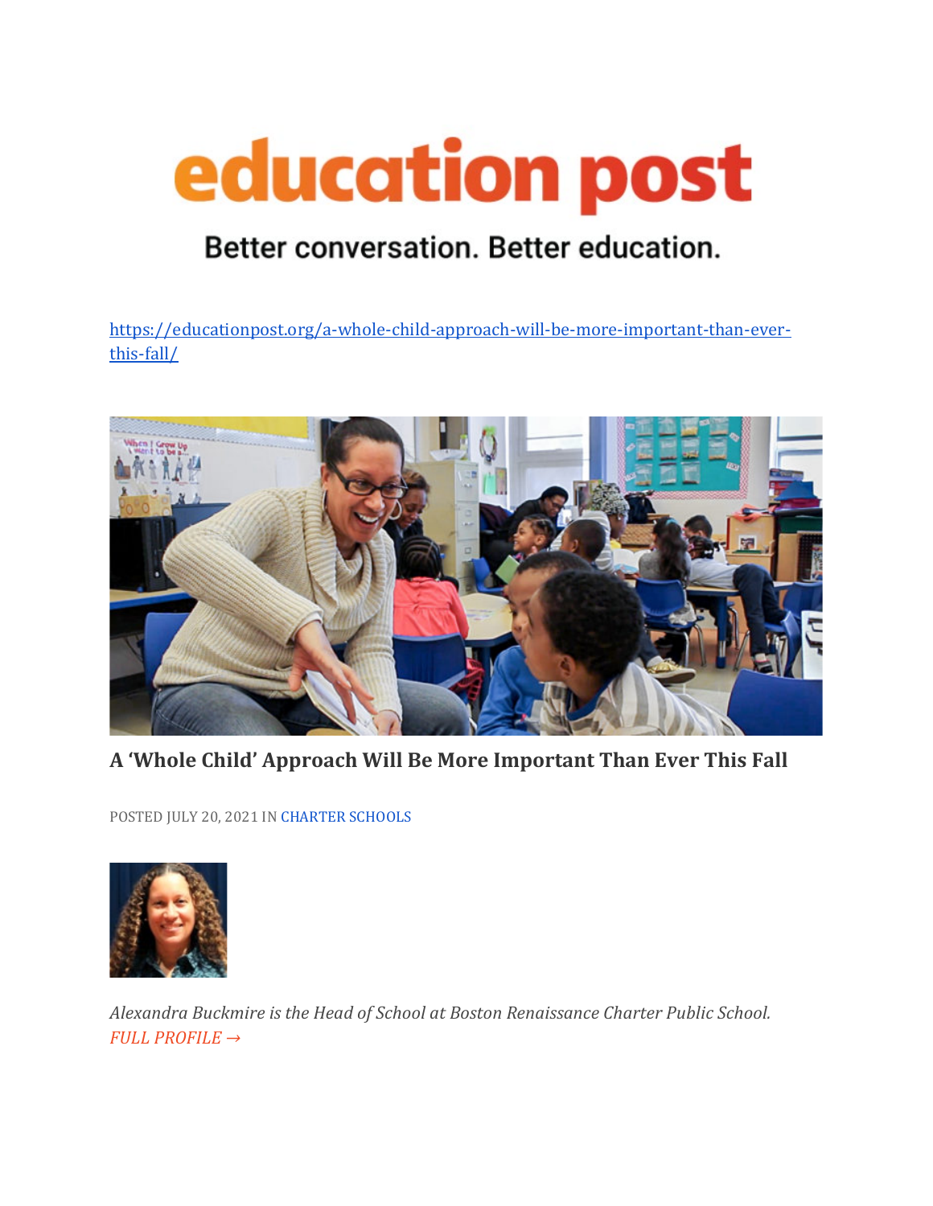# education post

Better conversation. Better education.

https://educationpost.org/a-whole-child-approach-will-be-more-important-than-ever-this-fall/

## A 'Whole Child' Approach Will Be More Important Than Ever This Fall

POSTED JULY 20, 2021 IN CHARTER SCHOOLS

*Alexandra Buckmire is the Head of School at Boston Renaissance Charter Public School.*
*FULL PROFILE →*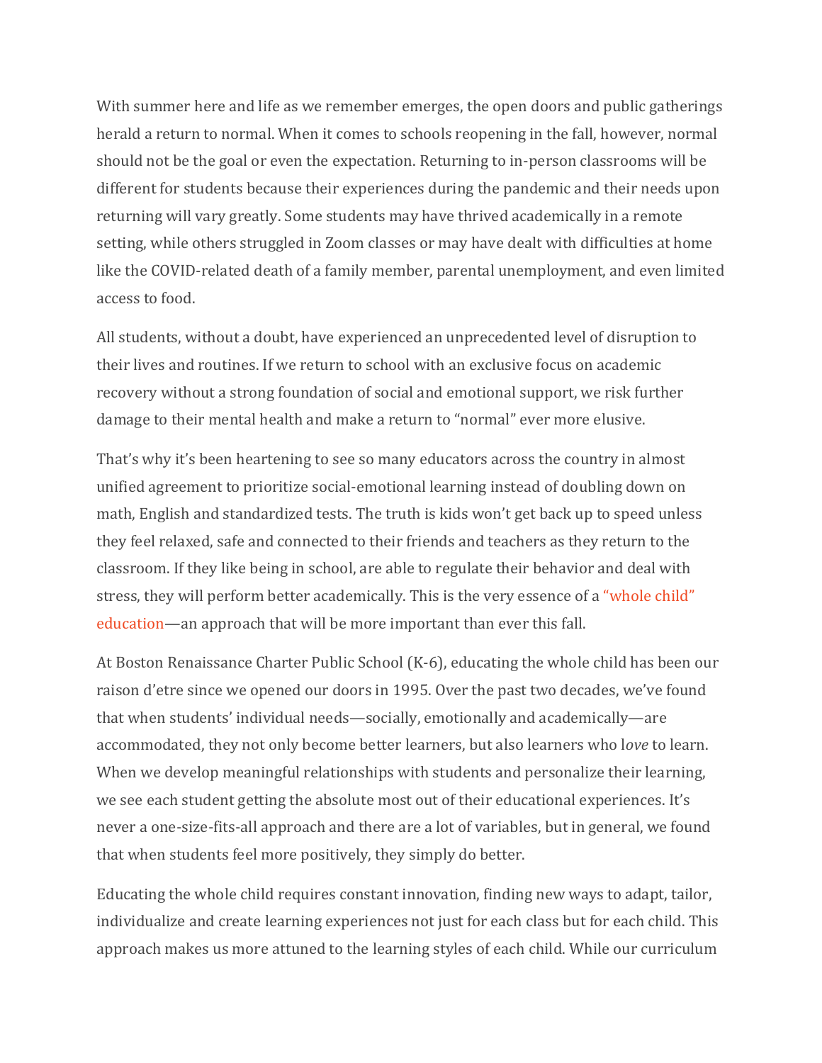With summer here and life as we remember emerges, the open doors and public gatherings herald a return to normal. When it comes to schools reopening in the fall, however, normal should not be the goal or even the expectation. Returning to in-person classrooms will be different for students because their experiences during the pandemic and their needs upon returning will vary greatly. Some students may have thrived academically in a remote setting, while others struggled in Zoom classes or may have dealt with difficulties at home like the COVID-related death of a family member, parental unemployment, and even limited access to food.

All students, without a doubt, have experienced an unprecedented level of disruption to their lives and routines. If we return to school with an exclusive focus on academic recovery without a strong foundation of social and emotional support, we risk further damage to their mental health and make a return to "normal" ever more elusive.

That's why it's been heartening to see so many educators across the country in almost unified agreement to prioritize social-emotional learning instead of doubling down on math, English and standardized tests. The truth is kids won't get back up to speed unless they feel relaxed, safe and connected to their friends and teachers as they return to the classroom. If they like being in school, are able to regulate their behavior and deal with stress, they will perform better academically. This is the very essence of a "whole child" education—an approach that will be more important than ever this fall.

At Boston Renaissance Charter Public School (K-6), educating the whole child has been our raison d'etre since we opened our doors in 1995. Over the past two decades, we've found that when students' individual needs—socially, emotionally and academically—are accommodated, they not only become better learners, but also learners who l*ove* to learn. When we develop meaningful relationships with students and personalize their learning, we see each student getting the absolute most out of their educational experiences. It's never a one-size-fits-all approach and there are a lot of variables, but in general, we found that when students feel more positively, they simply do better.

Educating the whole child requires constant innovation, finding new ways to adapt, tailor, individualize and create learning experiences not just for each class but for each child. This approach makes us more attuned to the learning styles of each child. While our curriculum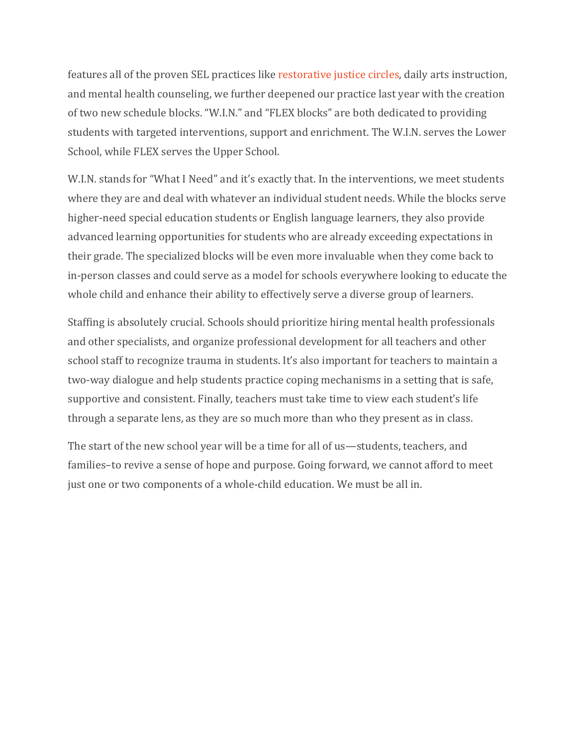features all of the proven SEL practices like restorative justice circles, daily arts instruction, and mental health counseling, we further deepened our practice last year with the creation of two new schedule blocks. “W.I.N.” and “FLEX blocks” are both dedicated to providing students with targeted interventions, support and enrichment. The W.I.N. serves the Lower School, while FLEX serves the Upper School.

W.I.N. stands for “What I Need” and it’s exactly that. In the interventions, we meet students where they are and deal with whatever an individual student needs. While the blocks serve higher-need special education students or English language learners, they also provide advanced learning opportunities for students who are already exceeding expectations in their grade. The specialized blocks will be even more invaluable when they come back to in-person classes and could serve as a model for schools everywhere looking to educate the whole child and enhance their ability to effectively serve a diverse group of learners.

Staffing is absolutely crucial. Schools should prioritize hiring mental health professionals and other specialists, and organize professional development for all teachers and other school staff to recognize trauma in students. It’s also important for teachers to maintain a two-way dialogue and help students practice coping mechanisms in a setting that is safe, supportive and consistent. Finally, teachers must take time to view each student’s life through a separate lens, as they are so much more than who they present as in class.

The start of the new school year will be a time for all of us—students, teachers, and families–to revive a sense of hope and purpose. Going forward, we cannot afford to meet just one or two components of a whole-child education. We must be all in.